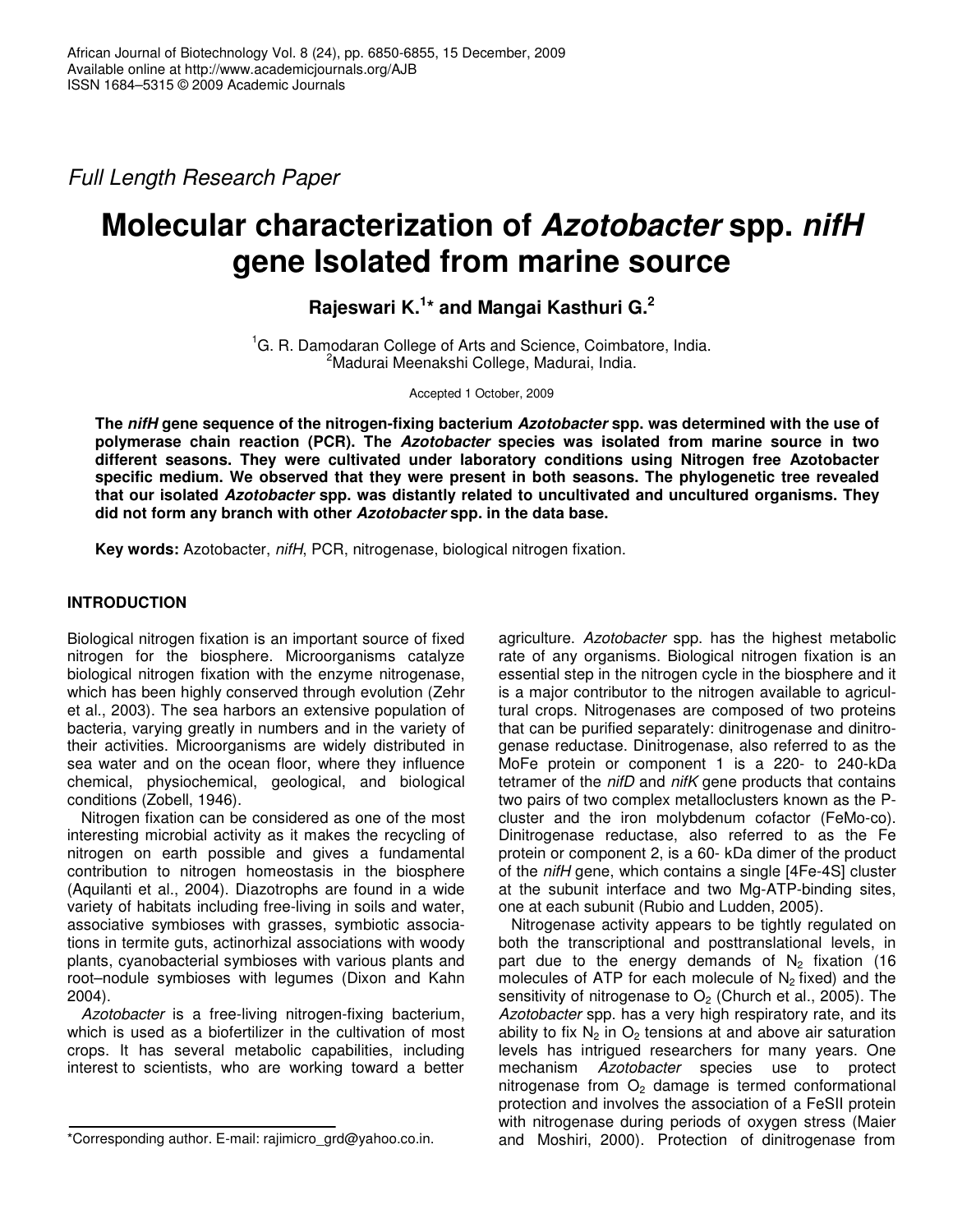*Full Length Research Paper*

# Molecular characterization of *Azotobacter* spp. *nifH* gene Isolated from marine source

**Rajeswari K.[1]* and Mangai Kasthuri G.[2]**

[1]G. R. Damodaran College of Arts and Science, Coimbatore, India.
[2]Madurai Meenakshi College, Madurai, India.

Accepted 1 October, 2009

**The *nifH* gene sequence of the nitrogen-fixing bacterium *Azotobacter* spp. was determined with the use of polymerase chain reaction (PCR). The *Azotobacter* species was isolated from marine source in two different seasons. They were cultivated under laboratory conditions using Nitrogen free Azotobacter specific medium. We observed that they were present in both seasons. The phylogenetic tree revealed that our isolated *Azotobacter* spp. was distantly related to uncultivated and uncultured organisms. They did not form any branch with other *Azotobacter* spp. in the data base.**

**Key words:** Azotobacter, *nifH*, PCR, nitrogenase, biological nitrogen fixation.

## INTRODUCTION

Biological nitrogen fixation is an important source of fixed nitrogen for the biosphere. Microorganisms catalyze biological nitrogen fixation with the enzyme nitrogenase, which has been highly conserved through evolution (Zehr et al., 2003). The sea harbors an extensive population of bacteria, varying greatly in numbers and in the variety of their activities. Microorganisms are widely distributed in sea water and on the ocean floor, where they influence chemical, physiochemical, geological, and biological conditions (Zobell, 1946).

Nitrogen fixation can be considered as one of the most interesting microbial activity as it makes the recycling of nitrogen on earth possible and gives a fundamental contribution to nitrogen homeostasis in the biosphere (Aquilanti et al., 2004). Diazotrophs are found in a wide variety of habitats including free-living in soils and water, associative symbioses with grasses, symbiotic associations in termite guts, actinorhizal associations with woody plants, cyanobacterial symbioses with various plants and root–nodule symbioses with legumes (Dixon and Kahn 2004).

*Azotobacter* is a free-living nitrogen-fixing bacterium, which is used as a biofertilizer in the cultivation of most crops. It has several metabolic capabilities, including interest to scientists, who are working toward a better agriculture. *Azotobacter* spp. has the highest metabolic rate of any organisms. Biological nitrogen fixation is an essential step in the nitrogen cycle in the biosphere and it is a major contributor to the nitrogen available to agricultural crops. Nitrogenases are composed of two proteins that can be purified separately: dinitrogenase and dinitrogenase reductase. Dinitrogenase, also referred to as the MoFe protein or component 1 is a 220- to 240-kDa tetramer of the *nifD* and *nifK* gene products that contains two pairs of two complex metalloclusters known as the P-cluster and the iron molybdenum cofactor (FeMo-co). Dinitrogenase reductase, also referred to as the Fe protein or component 2, is a 60- kDa dimer of the product of the *nifH* gene, which contains a single [4Fe-4S] cluster at the subunit interface and two Mg-ATP-binding sites, one at each subunit (Rubio and Ludden, 2005).

Nitrogenase activity appears to be tightly regulated on both the transcriptional and posttranslational levels, in part due to the energy demands of $N_2$ fixation (16 molecules of ATP for each molecule of $N_2$ fixed) and the sensitivity of nitrogenase to $O_2$ (Church et al., 2005). The *Azotobacter* spp. has a very high respiratory rate, and its ability to fix $N_2$ in $O_2$ tensions at and above air saturation levels has intrigued researchers for many years. One mechanism *Azotobacter* species use to protect nitrogenase from $O_2$ damage is termed conformational protection and involves the association of a FeSII protein with nitrogenase during periods of oxygen stress (Maier and Moshiri, 2000). Protection of dinitrogenase from

*Corresponding author. E-mail: rajimicro_grd@yahoo.co.in.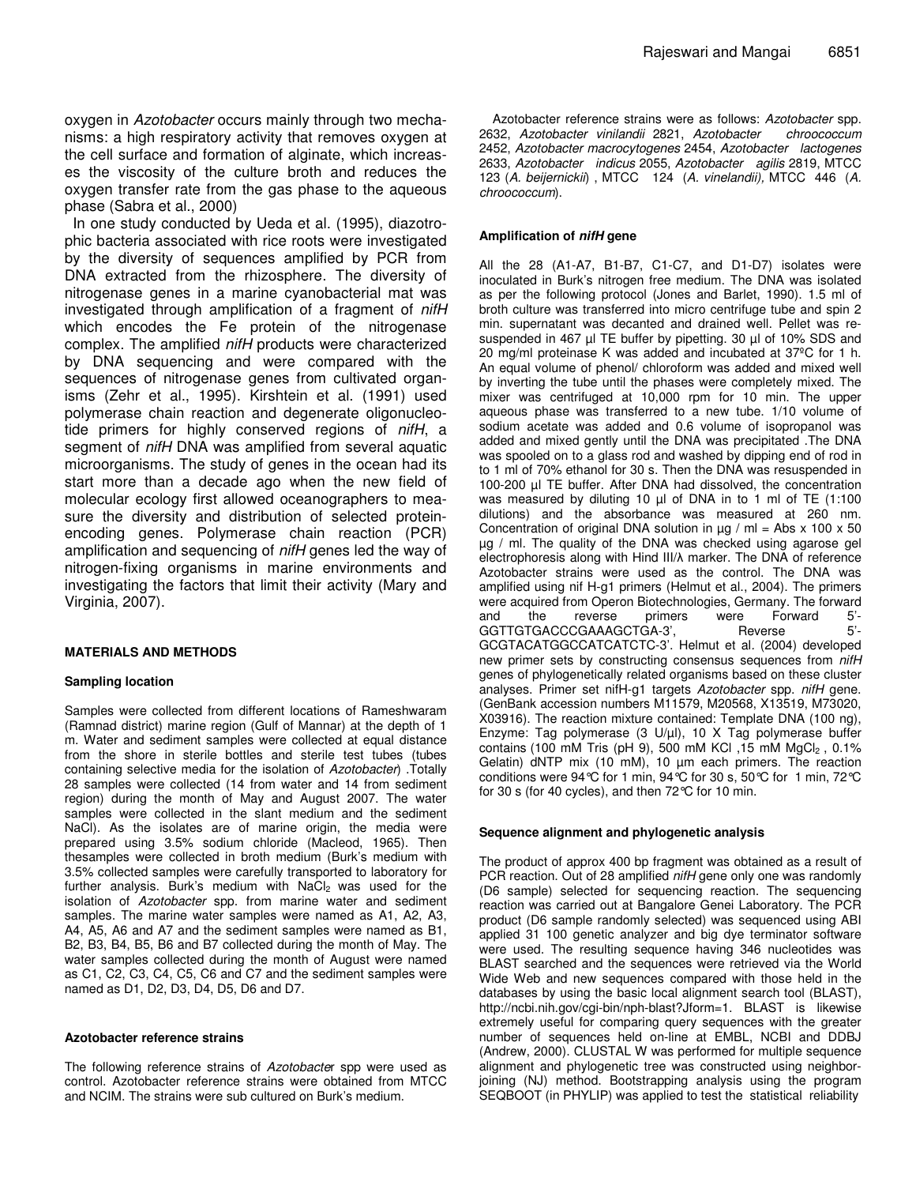oxygen in *Azotobacter* occurs mainly through two mechanisms: a high respiratory activity that removes oxygen at the cell surface and formation of alginate, which increases the viscosity of the culture broth and reduces the oxygen transfer rate from the gas phase to the aqueous phase (Sabra et al., 2000)

In one study conducted by Ueda et al. (1995), diazotrophic bacteria associated with rice roots were investigated by the diversity of sequences amplified by PCR from DNA extracted from the rhizosphere. The diversity of nitrogenase genes in a marine cyanobacterial mat was investigated through amplification of a fragment of *nifH* which encodes the Fe protein of the nitrogenase complex. The amplified *nifH* products were characterized by DNA sequencing and were compared with the sequences of nitrogenase genes from cultivated organisms (Zehr et al., 1995). Kirshtein et al. (1991) used polymerase chain reaction and degenerate oligonucleotide primers for highly conserved regions of *nifH*, a segment of *nifH* DNA was amplified from several aquatic microorganisms. The study of genes in the ocean had its start more than a decade ago when the new field of molecular ecology first allowed oceanographers to measure the diversity and distribution of selected protein-encoding genes. Polymerase chain reaction (PCR) amplification and sequencing of *nifH* genes led the way of nitrogen-fixing organisms in marine environments and investigating the factors that limit their activity (Mary and Virginia, 2007).

## MATERIALS AND METHODS

### Sampling location

Samples were collected from different locations of Rameshwaram (Ramnad district) marine region (Gulf of Mannar) at the depth of 1 m. Water and sediment samples were collected at equal distance from the shore in sterile bottles and sterile test tubes (tubes containing selective media for the isolation of *Azotobacter*) .Totally 28 samples were collected (14 from water and 14 from sediment region) during the month of May and August 2007. The water samples were collected in the slant medium and the sediment NaCl). As the isolates are of marine origin, the media were prepared using 3.5% sodium chloride (Macleod, 1965). Then thesamples were collected in broth medium (Burk's medium with 3.5% collected samples were carefully transported to laboratory for further analysis. Burk's medium with $NaCl_2$ was used for the isolation of *Azotobacter* spp. from marine water and sediment samples. The marine water samples were named as A1, A2, A3, A4, A5, A6 and A7 and the sediment samples were named as B1, B2, B3, B4, B5, B6 and B7 collected during the month of May. The water samples collected during the month of August were named as C1, C2, C3, C4, C5, C6 and C7 and the sediment samples were named as D1, D2, D3, D4, D5, D6 and D7.

### Azotobacter reference strains

The following reference strains of *Azotobacter* spp were used as control. Azotobacter reference strains were obtained from MTCC and NCIM. The strains were sub cultured on Burk's medium.

Azotobacter reference strains were as follows: *Azotobacter* spp. 2632, *Azotobacter vinilandii* 2821, *Azotobacter chroococcum* 2452, *Azotobacter macrocytogenes* 2454, *Azotobacter lactogenes* 2633, *Azotobacter indicus* 2055, *Azotobacter agilis* 2819, MTCC 123 (*A. beijernickii*) , MTCC 124 (*A. vinelandii),* MTCC 446 (*A. chroococcum*).

### Amplification of *nifH* gene

All the 28 (A1-A7, B1-B7, C1-C7, and D1-D7) isolates were inoculated in Burk's nitrogen free medium. The DNA was isolated as per the following protocol (Jones and Barlet, 1990). 1.5 ml of broth culture was transferred into micro centrifuge tube and spin 2 min. supernatant was decanted and drained well. Pellet was re-suspended in 467 µl TE buffer by pipetting. 30 µl of 10% SDS and 20 mg/ml proteinase K was added and incubated at 37ºC for 1 h. An equal volume of phenol/ chloroform was added and mixed well by inverting the tube until the phases were completely mixed. The mixer was centrifuged at 10,000 rpm for 10 min. The upper aqueous phase was transferred to a new tube. 1/10 volume of sodium acetate was added and 0.6 volume of isopropanol was added and mixed gently until the DNA was precipitated .The DNA was spooled on to a glass rod and washed by dipping end of rod in to 1 ml of 70% ethanol for 30 s. Then the DNA was resuspended in 100-200 µl TE buffer. After DNA had dissolved, the concentration was measured by diluting 10 µl of DNA in to 1 ml of TE (1:100 dilutions) and the absorbance was measured at 260 nm. Concentration of original DNA solution in µg / ml = Abs x 100 x 50 µg / ml. The quality of the DNA was checked using agarose gel electrophoresis along with Hind III/λ marker. The DNA of reference Azotobacter strains were used as the control. The DNA was amplified using nif H-g1 primers (Helmut et al., 2004). The primers were acquired from Operon Biotechnologies, Germany. The forward and the reverse primers were Forward 5'-GGTTGTGACCCGAAAGCTGA-3', Reverse 5'-GCGTACATGGCCATCATCTC-3'. Helmut et al. (2004) developed new primer sets by constructing consensus sequences from *nifH* genes of phylogenetically related organisms based on these cluster analyses. Primer set nifH-g1 targets *Azotobacter* spp. *nifH* gene. (GenBank accession numbers M11579, M20568, X13519, M73020, X03916). The reaction mixture contained: Template DNA (100 ng), Enzyme: Tag polymerase (3 U/µl), 10 X Tag polymerase buffer contains (100 mM Tris (pH 9), 500 mM KCl ,15 mM $MgCl_2$ , 0.1% Gelatin) dNTP mix (10 mM), 10 µm each primers. The reaction conditions were 94℃ for 1 min, 94℃ for 30 s, 50℃ for 1 min, 72℃ for 30 s (for 40 cycles), and then 72℃ for 10 min.

### Sequence alignment and phylogenetic analysis

The product of approx 400 bp fragment was obtained as a result of PCR reaction. Out of 28 amplified *nifH* gene only one was randomly (D6 sample) selected for sequencing reaction. The sequencing reaction was carried out at Bangalore Genei Laboratory. The PCR product (D6 sample randomly selected) was sequenced using ABI applied 31 100 genetic analyzer and big dye terminator software were used. The resulting sequence having 346 nucleotides was BLAST searched and the sequences were retrieved via the World Wide Web and new sequences compared with those held in the databases by using the basic local alignment search tool (BLAST), http://ncbi.nih.gov/cgi-bin/nph-blast?Jform=1. BLAST is likewise extremely useful for comparing query sequences with the greater number of sequences held on-line at EMBL, NCBI and DDBJ (Andrew, 2000). CLUSTAL W was performed for multiple sequence alignment and phylogenetic tree was constructed using neighbor-joining (NJ) method. Bootstrapping analysis using the program SEQBOOT (in PHYLIP) was applied to test the statistical reliability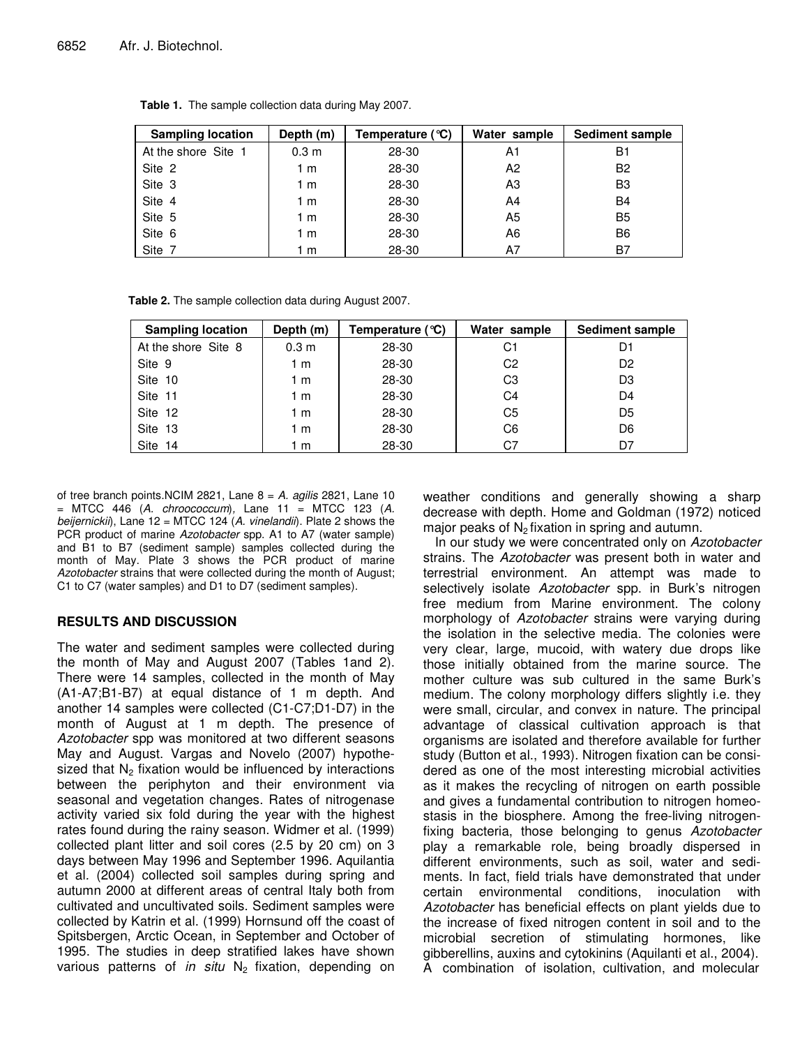**Table 1.** The sample collection data during May 2007.

| Sampling location | Depth (m) | Temperature (°C) | Water sample | Sediment sample |
|---|---|---|---|---|
| At the shore Site 1 | 0.3 m | 28-30 | A1 | B1 |
| Site 2 | 1 m | 28-30 | A2 | B2 |
| Site 3 | 1 m | 28-30 | A3 | B3 |
| Site 4 | 1 m | 28-30 | A4 | B4 |
| Site 5 | 1 m | 28-30 | A5 | B5 |
| Site 6 | 1 m | 28-30 | A6 | B6 |
| Site 7 | 1 m | 28-30 | A7 | B7 |

**Table 2.** The sample collection data during August 2007.

| Sampling location | Depth (m) | Temperature (°C) | Water sample | Sediment sample |
|---|---|---|---|---|
| At the shore Site 8 | 0.3 m | 28-30 | C1 | D1 |
| Site 9 | 1 m | 28-30 | C2 | D2 |
| Site 10 | 1 m | 28-30 | C3 | D3 |
| Site 11 | 1 m | 28-30 | C4 | D4 |
| Site 12 | 1 m | 28-30 | C5 | D5 |
| Site 13 | 1 m | 28-30 | C6 | D6 |
| Site 14 | 1 m | 28-30 | C7 | D7 |

of tree branch points.NCIM 2821, Lane 8 = *A. agilis* 2821, Lane 10 = MTCC 446 (*A. chroococcum*), Lane 11 = MTCC 123 (*A. beijernickii*), Lane 12 = MTCC 124 (*A. vinelandii*). Plate 2 shows the PCR product of marine *Azotobacter* spp. A1 to A7 (water sample) and B1 to B7 (sediment sample) samples collected during the month of May. Plate 3 shows the PCR product of marine *Azotobacter* strains that were collected during the month of August; C1 to C7 (water samples) and D1 to D7 (sediment samples).

## RESULTS AND DISCUSSION

The water and sediment samples were collected during the month of May and August 2007 (Tables 1and 2). There were 14 samples, collected in the month of May (A1-A7;B1-B7) at equal distance of 1 m depth. And another 14 samples were collected (C1-C7;D1-D7) in the month of August at 1 m depth. The presence of *Azotobacter* spp was monitored at two different seasons May and August. Vargas and Novelo (2007) hypothesized that $N_2$ fixation would be influenced by interactions between the periphyton and their environment via seasonal and vegetation changes. Rates of nitrogenase activity varied six fold during the year with the highest rates found during the rainy season. Widmer et al. (1999) collected plant litter and soil cores (2.5 by 20 cm) on 3 days between May 1996 and September 1996. Aquilantia et al. (2004) collected soil samples during spring and autumn 2000 at different areas of central Italy both from cultivated and uncultivated soils. Sediment samples were collected by Katrin et al. (1999) Hornsund off the coast of Spitsbergen, Arctic Ocean, in September and October of 1995. The studies in deep stratified lakes have shown various patterns of *in situ* $N_2$ fixation, depending on weather conditions and generally showing a sharp decrease with depth. Home and Goldman (1972) noticed major peaks of $N_2$ fixation in spring and autumn.

In our study we were concentrated only on *Azotobacter* strains. The *Azotobacter* was present both in water and terrestrial environment. An attempt was made to selectively isolate *Azotobacter* spp. in Burk's nitrogen free medium from Marine environment. The colony morphology of *Azotobacter* strains were varying during the isolation in the selective media. The colonies were very clear, large, mucoid, with watery due drops like those initially obtained from the marine source. The mother culture was sub cultured in the same Burk's medium. The colony morphology differs slightly i.e. they were small, circular, and convex in nature. The principal advantage of classical cultivation approach is that organisms are isolated and therefore available for further study (Button et al., 1993). Nitrogen fixation can be considered as one of the most interesting microbial activities as it makes the recycling of nitrogen on earth possible and gives a fundamental contribution to nitrogen homeostasis in the biosphere. Among the free-living nitrogen-fixing bacteria, those belonging to genus *Azotobacter* play a remarkable role, being broadly dispersed in different environments, such as soil, water and sediments. In fact, field trials have demonstrated that under certain environmental conditions, inoculation with *Azotobacter* has beneficial effects on plant yields due to the increase of fixed nitrogen content in soil and to the microbial secretion of stimulating hormones, like gibberellins, auxins and cytokinins (Aquilanti et al., 2004). A combination of isolation, cultivation, and molecular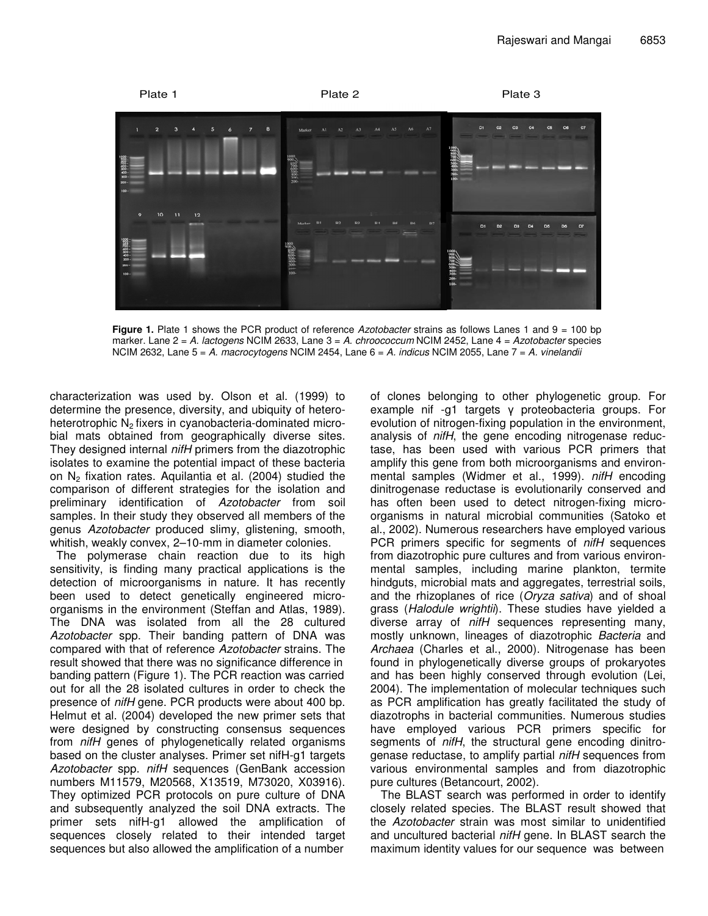**Figure 1.** Plate 1 shows the PCR product of reference *Azotobacter* strains as follows Lanes 1 and 9 = 100 bp marker. Lane 2 = *A. lactogens* NCIM 2633, Lane 3 = *A. chroococcum* NCIM 2452, Lane 4 = *Azotobacter* species NCIM 2632, Lane 5 = *A. macrocytogens* NCIM 2454, Lane 6 = *A. indicus* NCIM 2055, Lane 7 = *A. vinelandii*

characterization was used by. Olson et al. (1999) to determine the presence, diversity, and ubiquity of hetero-heterotrophic $N_2$ fixers in cyanobacteria-dominated microbial mats obtained from geographically diverse sites. They designed internal *nifH* primers from the diazotrophic isolates to examine the potential impact of these bacteria on $N_2$ fixation rates. Aquilantia et al. (2004) studied the comparison of different strategies for the isolation and preliminary identification of *Azotobacter* from soil samples. In their study they observed all members of the genus *Azotobacter* produced slimy, glistening, smooth, whitish, weakly convex, 2–10-mm in diameter colonies.

The polymerase chain reaction due to its high sensitivity, is finding many practical applications is the detection of microorganisms in nature. It has recently been used to detect genetically engineered microorganisms in the environment (Steffan and Atlas, 1989). The DNA was isolated from all the 28 cultured *Azotobacter* spp. Their banding pattern of DNA was compared with that of reference *Azotobacter* strains. The result showed that there was no significance difference in banding pattern (Figure 1). The PCR reaction was carried out for all the 28 isolated cultures in order to check the presence of *nifH* gene. PCR products were about 400 bp. Helmut et al. (2004) developed the new primer sets that were designed by constructing consensus sequences from *nifH* genes of phylogenetically related organisms based on the cluster analyses. Primer set nifH-g1 targets *Azotobacter* spp. *nifH* sequences (GenBank accession numbers M11579, M20568, X13519, M73020, X03916). They optimized PCR protocols on pure culture of DNA and subsequently analyzed the soil DNA extracts. The primer sets nifH-g1 allowed the amplification of sequences closely related to their intended target sequences but also allowed the amplification of a number of clones belonging to other phylogenetic group. For example nif -g1 targets γ proteobacteria groups. For evolution of nitrogen-fixing population in the environment, analysis of *nifH*, the gene encoding nitrogenase reductase, has been used with various PCR primers that amplify this gene from both microorganisms and environmental samples (Widmer et al., 1999). *nifH* encoding dinitrogenase reductase is evolutionarily conserved and has often been used to detect nitrogen-fixing microorganisms in natural microbial communities (Satoko et al., 2002). Numerous researchers have employed various PCR primers specific for segments of *nifH* sequences from diazotrophic pure cultures and from various environmental samples, including marine plankton, termite hindguts, microbial mats and aggregates, terrestrial soils, and the rhizoplanes of rice (*Oryza sativa*) and of shoal grass (*Halodule wrightii*). These studies have yielded a diverse array of *nifH* sequences representing many, mostly unknown, lineages of diazotrophic *Bacteria* and *Archaea* (Charles et al., 2000). Nitrogenase has been found in phylogenetically diverse groups of prokaryotes and has been highly conserved through evolution (Lei, 2004). The implementation of molecular techniques such as PCR amplification has greatly facilitated the study of diazotrophs in bacterial communities. Numerous studies have employed various PCR primers specific for segments of *nifH*, the structural gene encoding dinitrogenase reductase, to amplify partial *nifH* sequences from various environmental samples and from diazotrophic pure cultures (Betancourt, 2002).

The BLAST search was performed in order to identify closely related species. The BLAST result showed that the *Azotobacter* strain was most similar to unidentified and uncultured bacterial *nifH* gene. In BLAST search the maximum identity values for our sequence was between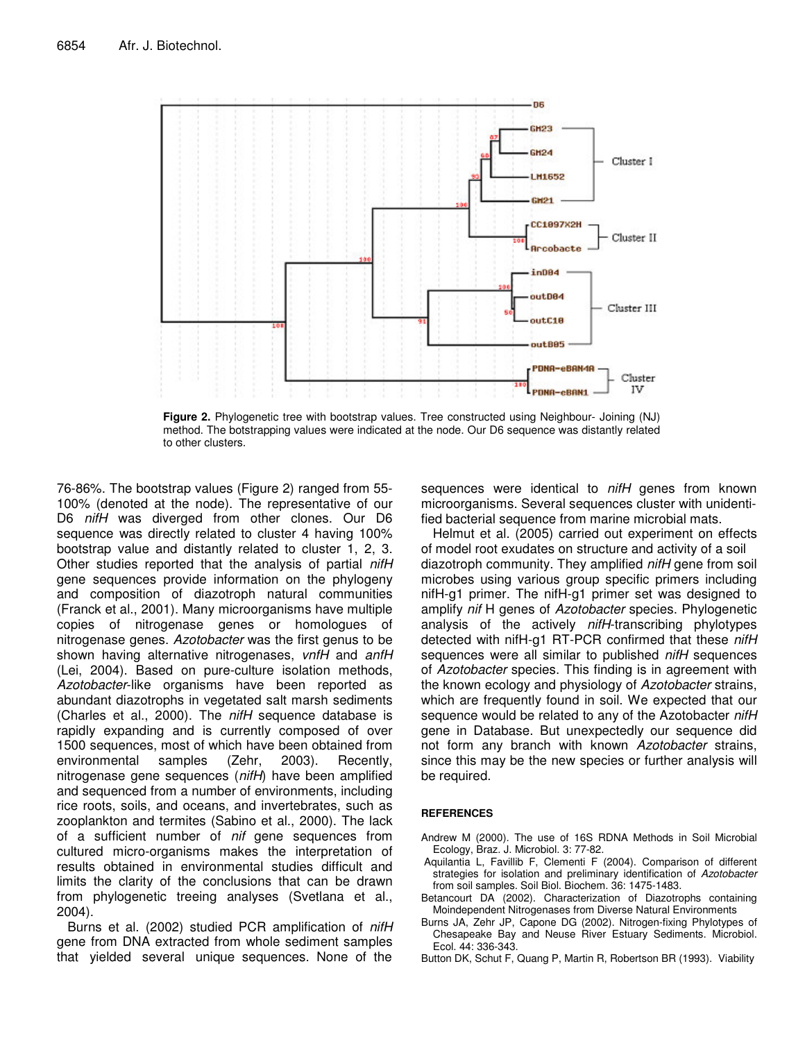**Figure 2.** Phylogenetic tree with bootstrap values. Tree constructed using Neighbour- Joining (NJ) method. The botstrapping values were indicated at the node. Our D6 sequence was distantly related to other clusters.

76-86%. The bootstrap values (Figure 2) ranged from 55-100% (denoted at the node). The representative of our D6 *nifH* was diverged from other clones. Our D6 sequence was directly related to cluster 4 having 100% bootstrap value and distantly related to cluster 1, 2, 3. Other studies reported that the analysis of partial *nifH* gene sequences provide information on the phylogeny and composition of diazotroph natural communities (Franck et al., 2001). Many microorganisms have multiple copies of nitrogenase genes or homologues of nitrogenase genes. *Azotobacter* was the first genus to be shown having alternative nitrogenases, *vnfH* and *anfH* (Lei, 2004). Based on pure-culture isolation methods, *Azotobacter*-like organisms have been reported as abundant diazotrophs in vegetated salt marsh sediments (Charles et al., 2000). The *nifH* sequence database is rapidly expanding and is currently composed of over 1500 sequences, most of which have been obtained from environmental samples (Zehr, 2003). Recently, nitrogenase gene sequences (*nifH*) have been amplified and sequenced from a number of environments, including rice roots, soils, and oceans, and invertebrates, such as zooplankton and termites (Sabino et al., 2000). The lack of a sufficient number of *nif* gene sequences from cultured micro-organisms makes the interpretation of results obtained in environmental studies difficult and limits the clarity of the conclusions that can be drawn from phylogenetic treeing analyses (Svetlana et al., 2004).

Burns et al. (2002) studied PCR amplification of *nifH* gene from DNA extracted from whole sediment samples that yielded several unique sequences. None of the sequences were identical to *nifH* genes from known microorganisms. Several sequences cluster with unidentified bacterial sequence from marine microbial mats.

Helmut et al. (2005) carried out experiment on effects of model root exudates on structure and activity of a soil diazotroph community. They amplified *nifH* gene from soil microbes using various group specific primers including nifH-g1 primer. The nifH-g1 primer set was designed to amplify *nif* H genes of *Azotobacter* species. Phylogenetic analysis of the actively *nifH*-transcribing phylotypes detected with nifH-g1 RT-PCR confirmed that these *nifH* sequences were all similar to published *nifH* sequences of *Azotobacter* species. This finding is in agreement with the known ecology and physiology of *Azotobacter* strains, which are frequently found in soil. We expected that our sequence would be related to any of the Azotobacter *nifH* gene in Database. But unexpectedly our sequence did not form any branch with known *Azotobacter* strains, since this may be the new species or further analysis will be required.

## REFERENCES

Andrew M (2000). The use of 16S RDNA Methods in Soil Microbial Ecology, Braz. J. Microbiol. 3: 77-82.

Aquilantia L, Favillib F, Clementi F (2004). Comparison of different strategies for isolation and preliminary identification of *Azotobacter* from soil samples. Soil Biol. Biochem. 36: 1475-1483.

Betancourt DA (2002). Characterization of Diazotrophs containing Moindependent Nitrogenases from Diverse Natural Environments

Burns JA, Zehr JP, Capone DG (2002). Nitrogen-fixing Phylotypes of Chesapeake Bay and Neuse River Estuary Sediments. Microbiol. Ecol. 44: 336-343.

Button DK, Schut F, Quang P, Martin R, Robertson BR (1993). Viability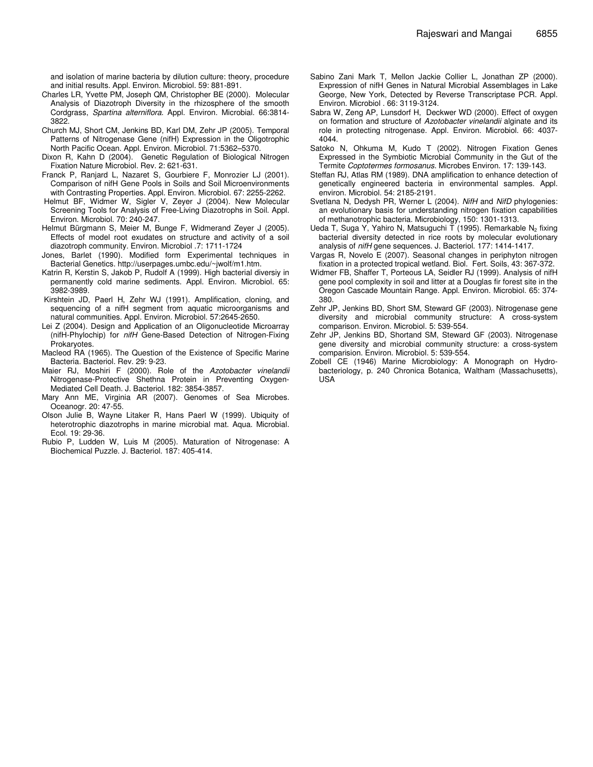and isolation of marine bacteria by dilution culture: theory, procedure and initial results. Appl. Environ. Microbiol. 59: 881-891.

Charles LR, Yvette PM, Joseph QM, Christopher BE (2000). Molecular Analysis of Diazotroph Diversity in the rhizosphere of the smooth Cordgrass, *Spartina alterniflora*. Appl. Environ. Microbial. 66:3814-3822.

Church MJ, Short CM, Jenkins BD, Karl DM, Zehr JP (2005). Temporal Patterns of Nitrogenase Gene (nifH) Expression in the Oligotrophic North Pacific Ocean. Appl. Environ. Microbiol. 71:5362–5370.

Dixon R, Kahn D (2004). Genetic Regulation of Biological Nitrogen Fixation Nature Microbiol. Rev. 2: 621-631.

Franck P, Ranjard L, Nazaret S, Gourbiere F, Monrozier LJ (2001). Comparison of nifH Gene Pools in Soils and Soil Microenvironments with Contrasting Properties. Appl. Environ. Microbiol. 67: 2255-2262.

Helmut BF, Widmer W, Sigler V, Zeyer J (2004). New Molecular Screening Tools for Analysis of Free-Living Diazotrophs in Soil. Appl. Environ. Microbiol. 70: 240-247.

Helmut Bürgmann S, Meier M, Bunge F, Widmerand Zeyer J (2005). Effects of model root exudates on structure and activity of a soil diazotroph community. Environ. Microbiol .7: 1711-1724

Jones, Barlet (1990). Modified form Experimental techniques in Bacterial Genetics. http://userpages.umbc.edu/~jwolf/m1.htm.

Katrin R, Kerstin S, Jakob P, Rudolf A (1999). High bacterial diversiy in permanently cold marine sediments. Appl. Environ. Microbiol. 65: 3982-3989.

Kirshtein JD, Paerl H, Zehr WJ (1991). Amplification, cloning, and sequencing of a nifH segment from aquatic microorganisms and natural communities. Appl. Environ. Microbiol. 57:2645-2650.

Lei Z (2004). Design and Application of an Oligonucleotide Microarray (nifH-Phylochip) for *nifH* Gene-Based Detection of Nitrogen-Fixing Prokaryotes.

Macleod RA (1965). The Question of the Existence of Specific Marine Bacteria. Bacteriol. Rev. 29: 9-23.

Maier RJ, Moshiri F (2000). Role of the *Azotobacter vinelandii* Nitrogenase-Protective Shethna Protein in Preventing Oxygen-Mediated Cell Death. J. Bacteriol. 182: 3854-3857.

Mary Ann ME, Virginia AR (2007). Genomes of Sea Microbes. Oceanogr. 20: 47-55.

Olson Julie B, Wayne Litaker R, Hans Paerl W (1999). Ubiquity of heterotrophic diazotrophs in marine microbial mat. Aqua. Microbial. Ecol. 19: 29-36.

Rubio P, Ludden W, Luis M (2005). Maturation of Nitrogenase: A Biochemical Puzzle. J. Bacteriol. 187: 405-414.

Sabino Zani Mark T, Mellon Jackie Collier L, Jonathan ZP (2000). Expression of nifH Genes in Natural Microbial Assemblages in Lake George, New York, Detected by Reverse Transcriptase PCR. Appl. Environ. Microbiol . 66: 3119-3124.

Sabra W, Zeng AP, Lunsdorf H, Deckwer WD (2000). Effect of oxygen on formation and structure of *Azotobacter vinelandii* alginate and its role in protecting nitrogenase. Appl. Environ. Microbiol. 66: 4037-4044.

Satoko N, Ohkuma M, Kudo T (2002). Nitrogen Fixation Genes Expressed in the Symbiotic Microbial Community in the Gut of the Termite *Coptotermes formosanus*. Microbes Environ. 17: 139-143.

Steffan RJ, Atlas RM (1989). DNA amplification to enhance detection of genetically engineered bacteria in environmental samples. Appl. environ. Microbiol. 54: 2185-2191.

Svetlana N, Dedysh PR, Werner L (2004). *NifH* and *NifD* phylogenies: an evolutionary basis for understanding nitrogen fixation capabilities of methanotrophic bacteria. Microbiology, 150: 1301-1313.

Ueda T, Suga Y, Yahiro N, Matsuguchi T (1995). Remarkable $N_2$ fixing bacterial diversity detected in rice roots by molecular evolutionary analysis of *nifH* gene sequences. J. Bacteriol. 177: 1414-1417.

Vargas R, Novelo E (2007). Seasonal changes in periphyton nitrogen fixation in a protected tropical wetland. Biol. Fert. Soils, 43: 367-372.

Widmer FB, Shaffer T, Porteous LA, Seidler RJ (1999). Analysis of nifH gene pool complexity in soil and litter at a Douglas fir forest site in the Oregon Cascade Mountain Range. Appl. Environ. Microbiol. 65: 374-380.

Zehr JP, Jenkins BD, Short SM, Steward GF (2003). Nitrogenase gene diversity and microbial community structure: A cross-system comparison. Environ. Microbiol. 5: 539-554.

Zehr JP, Jenkins BD, Shortand SM, Steward GF (2003). Nitrogenase gene diversity and microbial community structure: a cross-system comparision. Environ. Microbiol. 5: 539-554.

Zobell CE (1946) Marine Microbiology: A Monograph on Hydro-bacteriology, p. 240 Chronica Botanica, Waltham (Massachusetts), USA